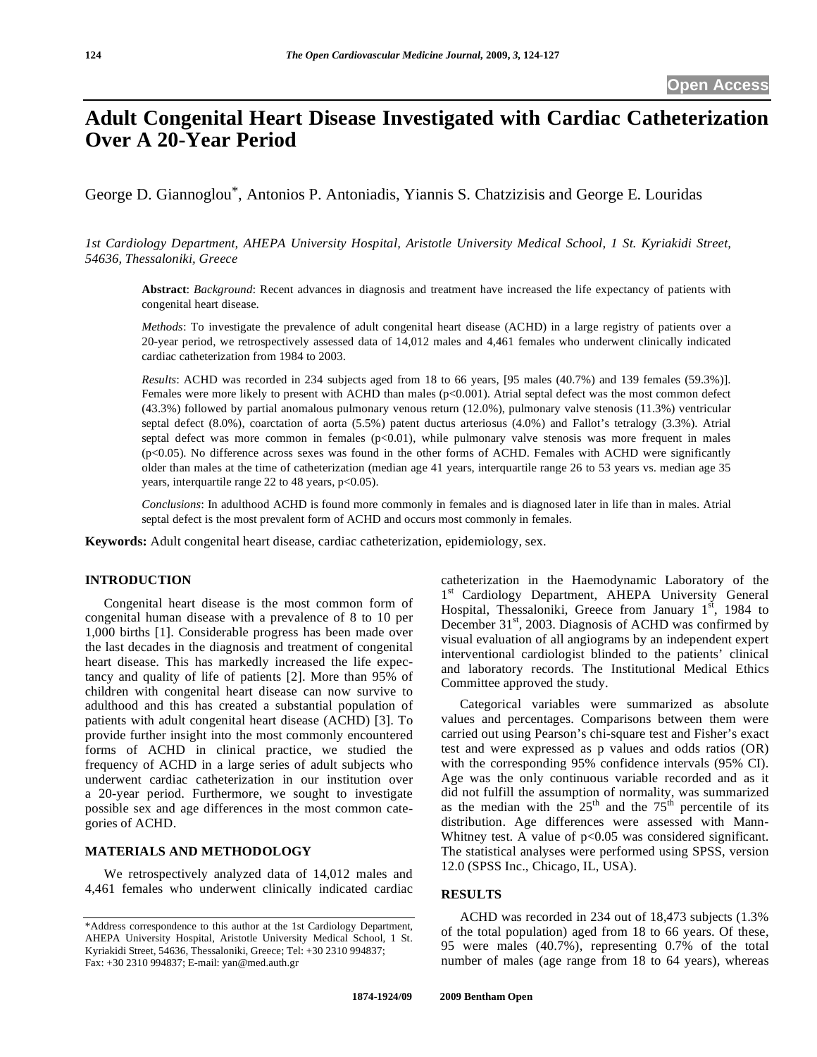# Adult Congenital Heart Disease Investigated with Cardiac Catheterization Over A 20-Year Period

George D. Giannoglou*, Antonios P. Antoniadis, Yiannis S. Chatzizisis and George E. Louridas

*1st Cardiology Department, AHEPA University Hospital, Aristotle University Medical School, 1 St. Kyriakidi Street, 54636, Thessaloniki, Greece*

**Abstract**: *Background*: Recent advances in diagnosis and treatment have increased the life expectancy of patients with congenital heart disease.

*Methods*: To investigate the prevalence of adult congenital heart disease (ACHD) in a large registry of patients over a 20-year period, we retrospectively assessed data of 14,012 males and 4,461 females who underwent clinically indicated cardiac catheterization from 1984 to 2003.

*Results*: ACHD was recorded in 234 subjects aged from 18 to 66 years, [95 males (40.7%) and 139 females (59.3%)]. Females were more likely to present with ACHD than males ($p<0.001$). Atrial septal defect was the most common defect (43.3%) followed by partial anomalous pulmonary venous return (12.0%), pulmonary valve stenosis (11.3%) ventricular septal defect (8.0%), coarctation of aorta (5.5%) patent ductus arteriosus (4.0%) and Fallot's tetralogy (3.3%). Atrial septal defect was more common in females ($p<0.01$), while pulmonary valve stenosis was more frequent in males ($p<0.05$). No difference across sexes was found in the other forms of ACHD. Females with ACHD were significantly older than males at the time of catheterization (median age 41 years, interquartile range 26 to 53 years vs. median age 35 years, interquartile range 22 to 48 years, $p<0.05$).

*Conclusions*: In adulthood ACHD is found more commonly in females and is diagnosed later in life than in males. Atrial septal defect is the most prevalent form of ACHD and occurs most commonly in females.

**Keywords:** Adult congenital heart disease, cardiac catheterization, epidemiology, sex.

## INTRODUCTION

Congenital heart disease is the most common form of congenital human disease with a prevalence of 8 to 10 per 1,000 births [1]. Considerable progress has been made over the last decades in the diagnosis and treatment of congenital heart disease. This has markedly increased the life expectancy and quality of life of patients [2]. More than 95% of children with congenital heart disease can now survive to adulthood and this has created a substantial population of patients with adult congenital heart disease (ACHD) [3]. To provide further insight into the most commonly encountered forms of ACHD in clinical practice, we studied the frequency of ACHD in a large series of adult subjects who underwent cardiac catheterization in our institution over a 20-year period. Furthermore, we sought to investigate possible sex and age differences in the most common categories of ACHD.

## MATERIALS AND METHODOLOGY

We retrospectively analyzed data of 14,012 males and 4,461 females who underwent clinically indicated cardiac catheterization in the Haemodynamic Laboratory of the 1st Cardiology Department, AHEPA University General Hospital, Thessaloniki, Greece from January 1st, 1984 to December 31st, 2003. Diagnosis of ACHD was confirmed by visual evaluation of all angiograms by an independent expert interventional cardiologist blinded to the patients' clinical and laboratory records. The Institutional Medical Ethics Committee approved the study.

Categorical variables were summarized as absolute values and percentages. Comparisons between them were carried out using Pearson's chi-square test and Fisher's exact test and were expressed as p values and odds ratios (OR) with the corresponding 95% confidence intervals (95% CI). Age was the only continuous variable recorded and as it did not fulfill the assumption of normality, was summarized as the median with the 25th and the 75th percentile of its distribution. Age differences were assessed with Mann-Whitney test. A value of $p<0.05$ was considered significant. The statistical analyses were performed using SPSS, version 12.0 (SPSS Inc., Chicago, IL, USA).

## RESULTS

ACHD was recorded in 234 out of 18,473 subjects (1.3% of the total population) aged from 18 to 66 years. Of these, 95 were males (40.7%), representing 0.7% of the total number of males (age range from 18 to 64 years), whereas

*Address correspondence to this author at the 1st Cardiology Department, AHEPA University Hospital, Aristotle University Medical School, 1 St. Kyriakidi Street, 54636, Thessaloniki, Greece; Tel: +30 2310 994837; Fax: +30 2310 994837; E-mail: yan@med.auth.gr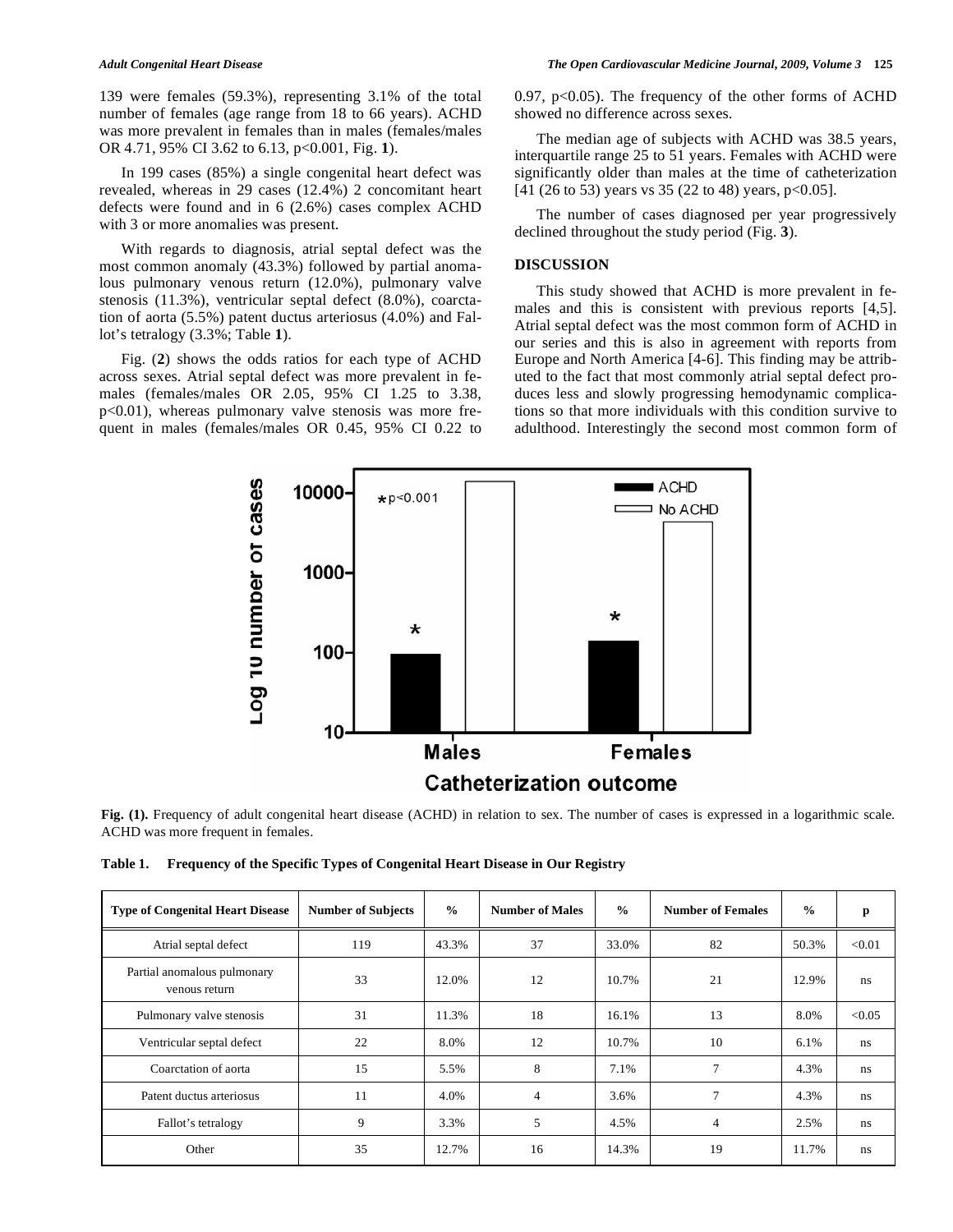139 were females (59.3%), representing 3.1% of the total number of females (age range from 18 to 66 years). ACHD was more prevalent in females than in males (females/males OR 4.71, 95% CI 3.62 to 6.13, $p<0.001$, Fig. **1**).

In 199 cases (85%) a single congenital heart defect was revealed, whereas in 29 cases (12.4%) 2 concomitant heart defects were found and in 6 (2.6%) cases complex ACHD with 3 or more anomalies was present.

With regards to diagnosis, atrial septal defect was the most common anomaly (43.3%) followed by partial anomalous pulmonary venous return (12.0%), pulmonary valve stenosis (11.3%), ventricular septal defect (8.0%), coarctation of aorta (5.5%) patent ductus arteriosus (4.0%) and Fallot's tetralogy (3.3%; Table **1**).

Fig. (**2**) shows the odds ratios for each type of ACHD across sexes. Atrial septal defect was more prevalent in females (females/males OR 2.05, 95% CI 1.25 to 3.38, $p<0.01$), whereas pulmonary valve stenosis was more frequent in males (females/males OR 0.45, 95% CI 0.22 to 0.97, $p<0.05$). The frequency of the other forms of ACHD showed no difference across sexes.

The median age of subjects with ACHD was 38.5 years, interquartile range 25 to 51 years. Females with ACHD were significantly older than males at the time of catheterization [41 (26 to 53) years vs 35 (22 to 48) years, $p<0.05$].

The number of cases diagnosed per year progressively declined throughout the study period (Fig. **3**).

## DISCUSSION

This study showed that ACHD is more prevalent in females and this is consistent with previous reports [4,5]. Atrial septal defect was the most common form of ACHD in our series and this is also in agreement with reports from Europe and North America [4-6]. This finding may be attributed to the fact that most commonly atrial septal defect produces less and slowly progressing hemodynamic complications so that more individuals with this condition survive to adulthood. Interestingly the second most common form of

**Fig. (1).** Frequency of adult congenital heart disease (ACHD) in relation to sex. The number of cases is expressed in a logarithmic scale. ACHD was more frequent in females.

**Table 1. Frequency of the Specific Types of Congenital Heart Disease in Our Registry**

| Type of Congenital Heart Disease | Number of Subjects | % | Number of Males | % | Number of Females | % | p |
|---|---|---|---|---|---|---|---|
| Atrial septal defect | 119 | 43.3% | 37 | 33.0% | 82 | 50.3% | <0.01 |
| Partial anomalous pulmonary venous return | 33 | 12.0% | 12 | 10.7% | 21 | 12.9% | ns |
| Pulmonary valve stenosis | 31 | 11.3% | 18 | 16.1% | 13 | 8.0% | <0.05 |
| Ventricular septal defect | 22 | 8.0% | 12 | 10.7% | 10 | 6.1% | ns |
| Coarctation of aorta | 15 | 5.5% | 8 | 7.1% | 7 | 4.3% | ns |
| Patent ductus arteriosus | 11 | 4.0% | 4 | 3.6% | 7 | 4.3% | ns |
| Fallot's tetralogy | 9 | 3.3% | 5 | 4.5% | 4 | 2.5% | ns |
| Other | 35 | 12.7% | 16 | 14.3% | 19 | 11.7% | ns |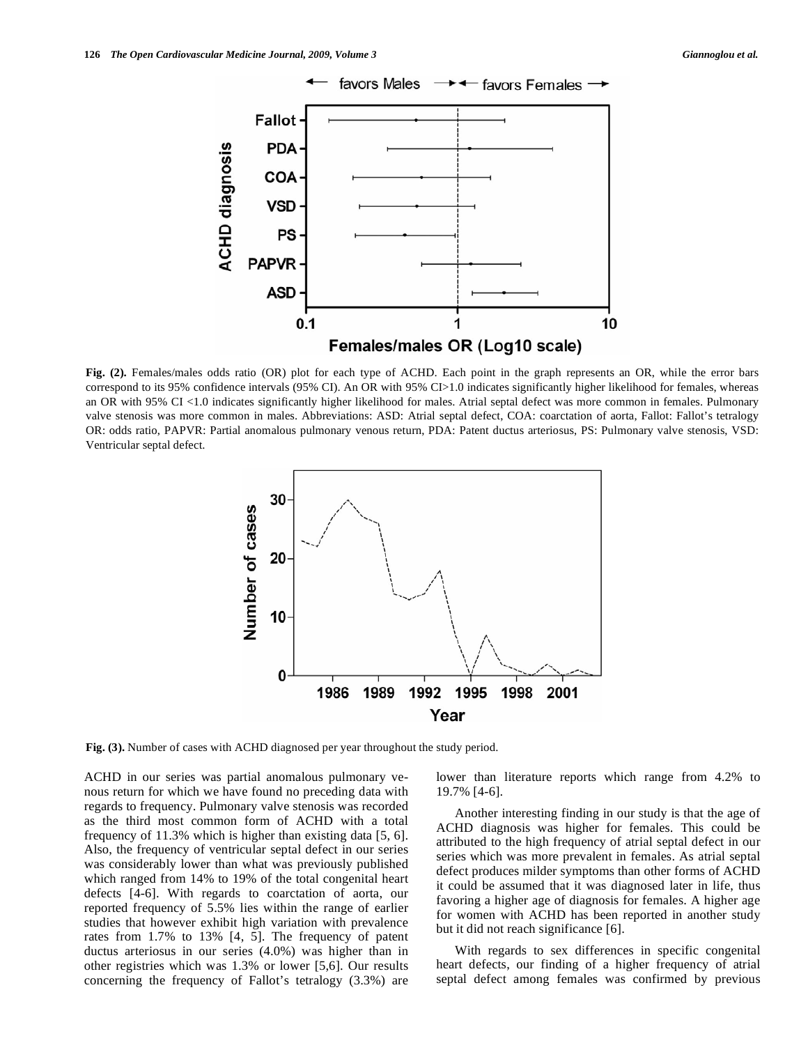**Fig. (2).** Females/males odds ratio (OR) plot for each type of ACHD. Each point in the graph represents an OR, while the error bars correspond to its 95% confidence intervals (95% CI). An OR with 95% CI>1.0 indicates significantly higher likelihood for females, whereas an OR with 95% CI <1.0 indicates significantly higher likelihood for males. Atrial septal defect was more common in females. Pulmonary valve stenosis was more common in males. Abbreviations: ASD: Atrial septal defect, COA: coarctation of aorta, Fallot: Fallot's tetralogy OR: odds ratio, PAPVR: Partial anomalous pulmonary venous return, PDA: Patent ductus arteriosus, PS: Pulmonary valve stenosis, VSD: Ventricular septal defect.

**Fig. (3).** Number of cases with ACHD diagnosed per year throughout the study period.

ACHD in our series was partial anomalous pulmonary venous return for which we have found no preceding data with regards to frequency. Pulmonary valve stenosis was recorded as the third most common form of ACHD with a total frequency of 11.3% which is higher than existing data [5, 6]. Also, the frequency of ventricular septal defect in our series was considerably lower than what was previously published which ranged from 14% to 19% of the total congenital heart defects [4-6]. With regards to coarctation of aorta, our reported frequency of 5.5% lies within the range of earlier studies that however exhibit high variation with prevalence rates from 1.7% to 13% [4, 5]. The frequency of patent ductus arteriosus in our series (4.0%) was higher than in other registries which was 1.3% or lower [5,6]. Our results concerning the frequency of Fallot's tetralogy (3.3%) are lower than literature reports which range from 4.2% to 19.7% [4-6].

Another interesting finding in our study is that the age of ACHD diagnosis was higher for females. This could be attributed to the high frequency of atrial septal defect in our series which was more prevalent in females. As atrial septal defect produces milder symptoms than other forms of ACHD it could be assumed that it was diagnosed later in life, thus favoring a higher age of diagnosis for females. A higher age for women with ACHD has been reported in another study but it did not reach significance [6].

With regards to sex differences in specific congenital heart defects, our finding of a higher frequency of atrial septal defect among females was confirmed by previous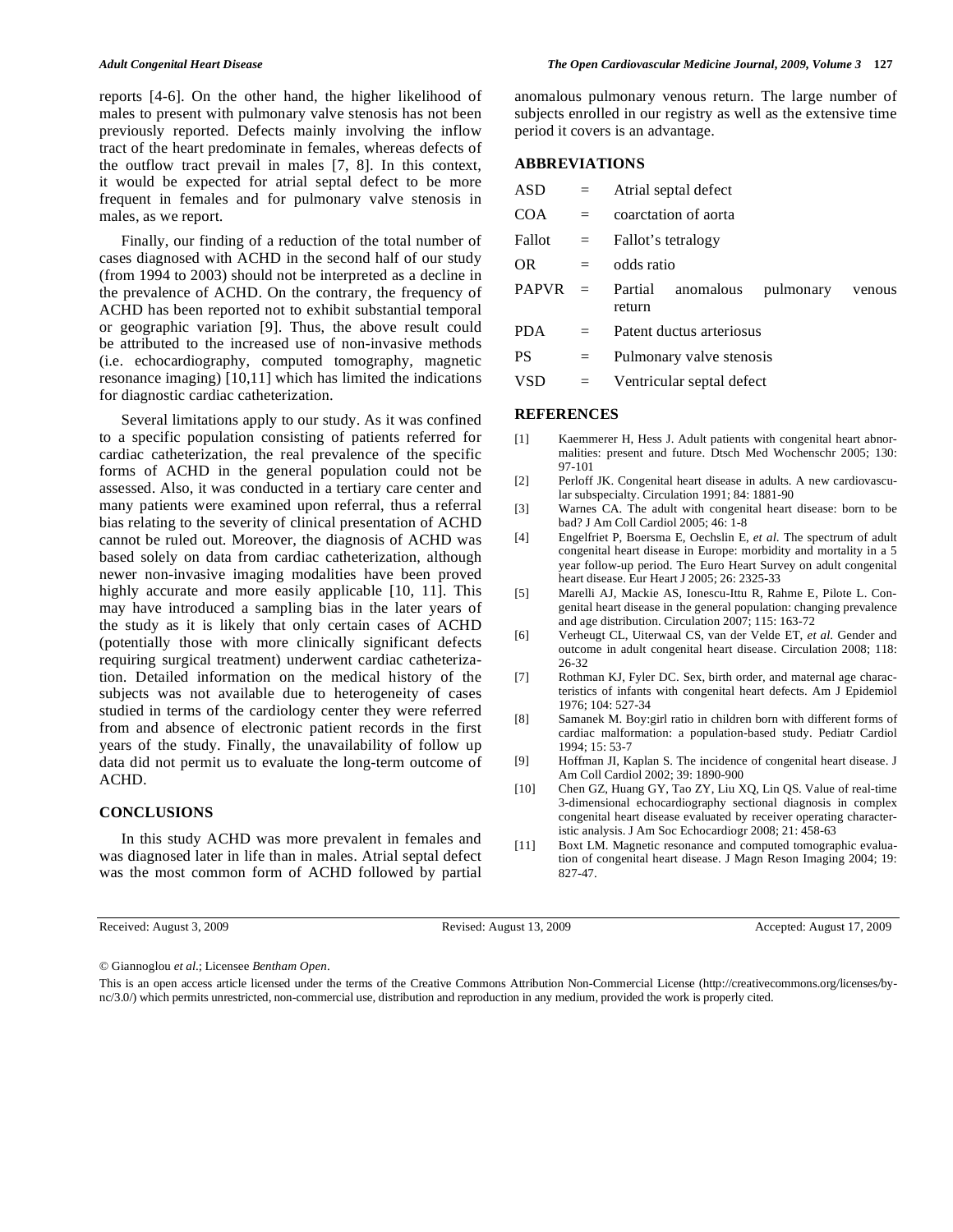reports [4-6]. On the other hand, the higher likelihood of males to present with pulmonary valve stenosis has not been previously reported. Defects mainly involving the inflow tract of the heart predominate in females, whereas defects of the outflow tract prevail in males [7, 8]. In this context, it would be expected for atrial septal defect to be more frequent in females and for pulmonary valve stenosis in males, as we report.

Finally, our finding of a reduction of the total number of cases diagnosed with ACHD in the second half of our study (from 1994 to 2003) should not be interpreted as a decline in the prevalence of ACHD. On the contrary, the frequency of ACHD has been reported not to exhibit substantial temporal or geographic variation [9]. Thus, the above result could be attributed to the increased use of non-invasive methods (i.e. echocardiography, computed tomography, magnetic resonance imaging) [10,11] which has limited the indications for diagnostic cardiac catheterization.

Several limitations apply to our study. As it was confined to a specific population consisting of patients referred for cardiac catheterization, the real prevalence of the specific forms of ACHD in the general population could not be assessed. Also, it was conducted in a tertiary care center and many patients were examined upon referral, thus a referral bias relating to the severity of clinical presentation of ACHD cannot be ruled out. Moreover, the diagnosis of ACHD was based solely on data from cardiac catheterization, although newer non-invasive imaging modalities have been proved highly accurate and more easily applicable [10, 11]. This may have introduced a sampling bias in the later years of the study as it is likely that only certain cases of ACHD (potentially those with more clinically significant defects requiring surgical treatment) underwent cardiac catheterization. Detailed information on the medical history of the subjects was not available due to heterogeneity of cases studied in terms of the cardiology center they were referred from and absence of electronic patient records in the first years of the study. Finally, the unavailability of follow up data did not permit us to evaluate the long-term outcome of ACHD.

## CONCLUSIONS

In this study ACHD was more prevalent in females and was diagnosed later in life than in males. Atrial septal defect was the most common form of ACHD followed by partial anomalous pulmonary venous return. The large number of subjects enrolled in our registry as well as the extensive time period it covers is an advantage.

## ABBREVIATIONS

| | | |
|---|---|---|
| ASD | = | Atrial septal defect |
| COA | = | coarctation of aorta |
| Fallot | = | Fallot's tetralogy |
| OR | = | odds ratio |
| PAPVR | = | Partial anomalous pulmonary venous return |
| PDA | = | Patent ductus arteriosus |
| PS | = | Pulmonary valve stenosis |
| VSD | = | Ventricular septal defect |

## REFERENCES

[1] Kaemmerer H, Hess J. Adult patients with congenital heart abnormalities: present and future. Dtsch Med Wochenschr 2005; 130: 97-101

[2] Perloff JK. Congenital heart disease in adults. A new cardiovascular subspecialty. Circulation 1991; 84: 1881-90

[3] Warnes CA. The adult with congenital heart disease: born to be bad? J Am Coll Cardiol 2005; 46: 1-8

[4] Engelfriet P, Boersma E, Oechslin E, *et al*. The spectrum of adult congenital heart disease in Europe: morbidity and mortality in a 5 year follow-up period. The Euro Heart Survey on adult congenital heart disease. Eur Heart J 2005; 26: 2325-33

[5] Marelli AJ, Mackie AS, Ionescu-Ittu R, Rahme E, Pilote L. Congenital heart disease in the general population: changing prevalence and age distribution. Circulation 2007; 115: 163-72

[6] Verheugt CL, Uiterwaal CS, van der Velde ET, *et al*. Gender and outcome in adult congenital heart disease. Circulation 2008; 118: 26-32

[7] Rothman KJ, Fyler DC. Sex, birth order, and maternal age characteristics of infants with congenital heart defects. Am J Epidemiol 1976; 104: 527-34

[8] Samanek M. Boy:girl ratio in children born with different forms of cardiac malformation: a population-based study. Pediatr Cardiol 1994; 15: 53-7

[9] Hoffman JI, Kaplan S. The incidence of congenital heart disease. J Am Coll Cardiol 2002; 39: 1890-900

[10] Chen GZ, Huang GY, Tao ZY, Liu XQ, Lin QS. Value of real-time 3-dimensional echocardiography sectional diagnosis in complex congenital heart disease evaluated by receiver operating characteristic analysis. J Am Soc Echocardiogr 2008; 21: 458-63

[11] Boxt LM. Magnetic resonance and computed tomographic evaluation of congenital heart disease. J Magn Reson Imaging 2004; 19: 827-47.

Received: August 3, 2009 Revised: August 13, 2009 Accepted: August 17, 2009

© Giannoglou *et al*.; Licensee *Bentham Open*.

This is an open access article licensed under the terms of the Creative Commons Attribution Non-Commercial License (http://creativecommons.org/licenses/by-nc/3.0/) which permits unrestricted, non-commercial use, distribution and reproduction in any medium, provided the work is properly cited.